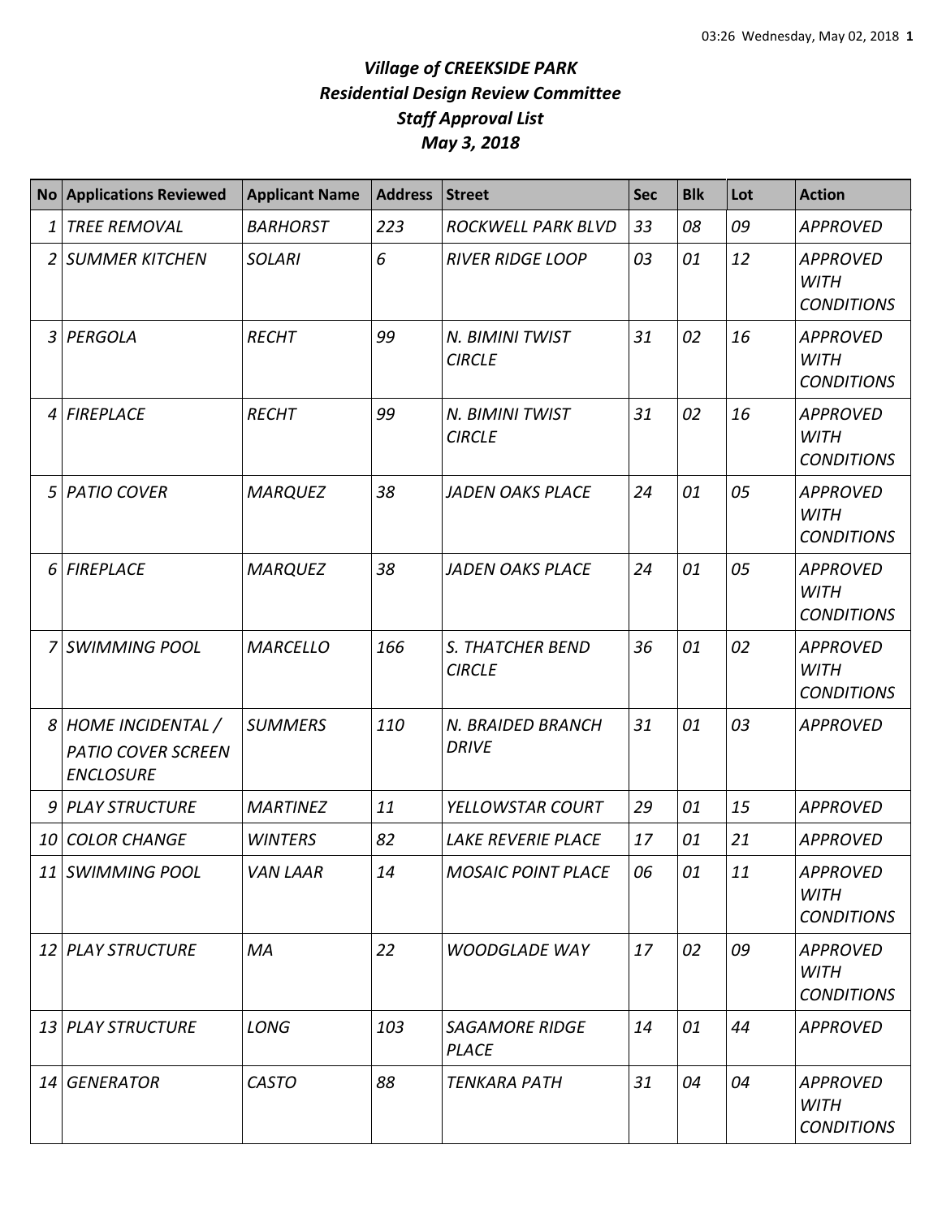# *Village of CREEKSIDE PARK*
## *Residential Design Review Committee*
## *Staff Approval List*
## *May 3, 2018*

| No | Applications Reviewed | Applicant Name | Address | Street | Sec | Blk | Lot | Action |
|---|---|---|---|---|---|---|---|---|
| 1 | *TREE REMOVAL* | *BARHORST* | *223* | *ROCKWELL PARK BLVD* | *33* | *08* | *09* | *APPROVED* |
| 2 | *SUMMER KITCHEN* | *SOLARI* | *6* | *RIVER RIDGE LOOP* | *03* | *01* | *12* | *APPROVED WITH CONDITIONS* |
| 3 | *PERGOLA* | *RECHT* | *99* | *N. BIMINI TWIST CIRCLE* | *31* | *02* | *16* | *APPROVED WITH CONDITIONS* |
| 4 | *FIREPLACE* | *RECHT* | *99* | *N. BIMINI TWIST CIRCLE* | *31* | *02* | *16* | *APPROVED WITH CONDITIONS* |
| 5 | *PATIO COVER* | *MARQUEZ* | *38* | *JADEN OAKS PLACE* | *24* | *01* | *05* | *APPROVED WITH CONDITIONS* |
| 6 | *FIREPLACE* | *MARQUEZ* | *38* | *JADEN OAKS PLACE* | *24* | *01* | *05* | *APPROVED WITH CONDITIONS* |
| 7 | *SWIMMING POOL* | *MARCELLO* | *166* | *S. THATCHER BEND CIRCLE* | *36* | *01* | *02* | *APPROVED WITH CONDITIONS* |
| 8 | *HOME INCIDENTAL / PATIO COVER SCREEN ENCLOSURE* | *SUMMERS* | *110* | *N. BRAIDED BRANCH DRIVE* | *31* | *01* | *03* | *APPROVED* |
| 9 | *PLAY STRUCTURE* | *MARTINEZ* | *11* | *YELLOWSTAR COURT* | *29* | *01* | *15* | *APPROVED* |
| 10 | *COLOR CHANGE* | *WINTERS* | *82* | *LAKE REVERIE PLACE* | *17* | *01* | *21* | *APPROVED* |
| 11 | *SWIMMING POOL* | *VAN LAAR* | *14* | *MOSAIC POINT PLACE* | *06* | *01* | *11* | *APPROVED WITH CONDITIONS* |
| 12 | *PLAY STRUCTURE* | *MA* | *22* | *WOODGLADE WAY* | *17* | *02* | *09* | *APPROVED WITH CONDITIONS* |
| 13 | *PLAY STRUCTURE* | *LONG* | *103* | *SAGAMORE RIDGE PLACE* | *14* | *01* | *44* | *APPROVED* |
| 14 | *GENERATOR* | *CASTO* | *88* | *TENKARA PATH* | *31* | *04* | *04* | *APPROVED WITH CONDITIONS* |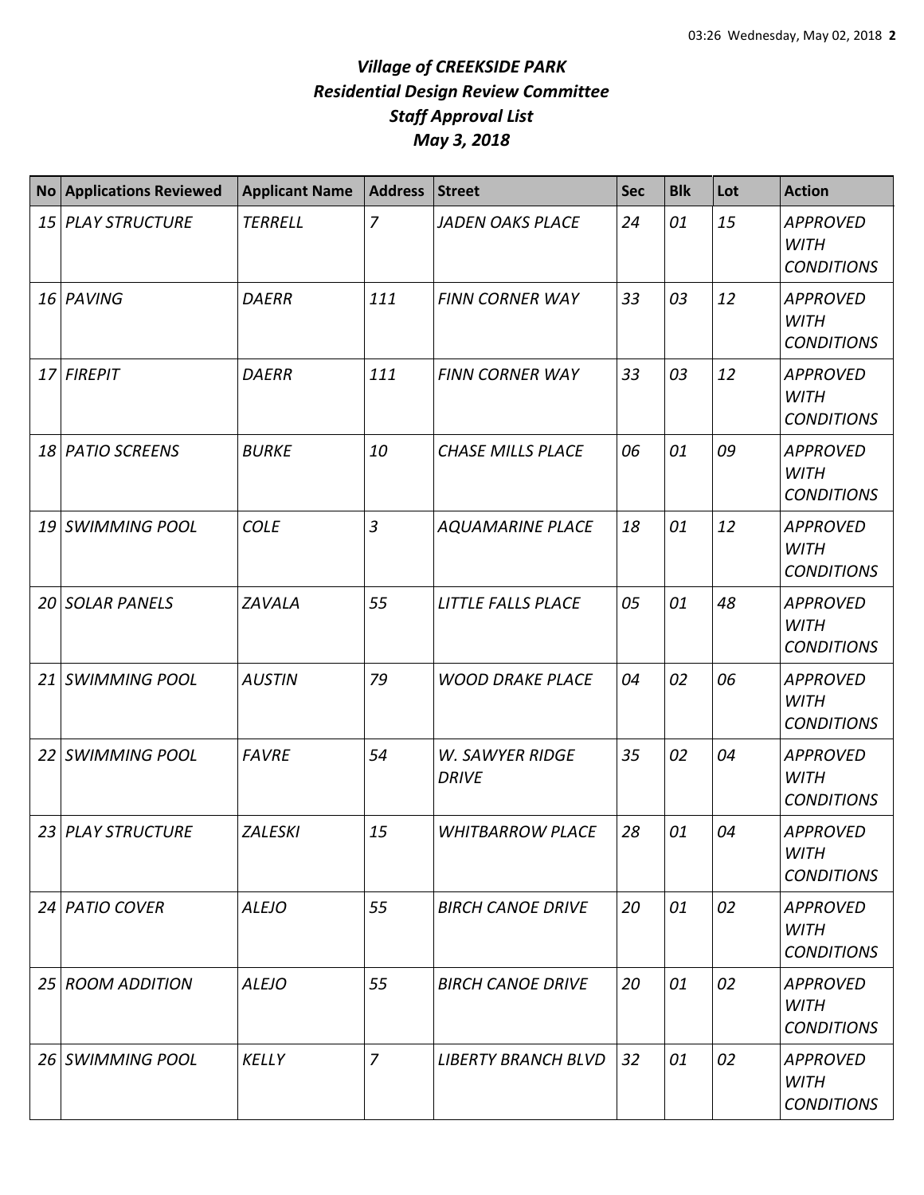# *Village of CREEKSIDE PARK*
## *Residential Design Review Committee*
## *Staff Approval List*
## *May 3, 2018*

| No | Applications Reviewed | Applicant Name | Address | Street | Sec | Blk | Lot | Action |
|---|---|---|---|---|---|---|---|---|
| *15* | *PLAY STRUCTURE* | *TERRELL* | *7* | *JADEN OAKS PLACE* | *24* | *01* | *15* | *APPROVED WITH CONDITIONS* |
| *16* | *PAVING* | *DAERR* | *111* | *FINN CORNER WAY* | *33* | *03* | *12* | *APPROVED WITH CONDITIONS* |
| *17* | *FIREPIT* | *DAERR* | *111* | *FINN CORNER WAY* | *33* | *03* | *12* | *APPROVED WITH CONDITIONS* |
| *18* | *PATIO SCREENS* | *BURKE* | *10* | *CHASE MILLS PLACE* | *06* | *01* | *09* | *APPROVED WITH CONDITIONS* |
| *19* | *SWIMMING POOL* | *COLE* | *3* | *AQUAMARINE PLACE* | *18* | *01* | *12* | *APPROVED WITH CONDITIONS* |
| *20* | *SOLAR PANELS* | *ZAVALA* | *55* | *LITTLE FALLS PLACE* | *05* | *01* | *48* | *APPROVED WITH CONDITIONS* |
| *21* | *SWIMMING POOL* | *AUSTIN* | *79* | *WOOD DRAKE PLACE* | *04* | *02* | *06* | *APPROVED WITH CONDITIONS* |
| *22* | *SWIMMING POOL* | *FAVRE* | *54* | *W. SAWYER RIDGE DRIVE* | *35* | *02* | *04* | *APPROVED WITH CONDITIONS* |
| *23* | *PLAY STRUCTURE* | *ZALESKI* | *15* | *WHITBARROW PLACE* | *28* | *01* | *04* | *APPROVED WITH CONDITIONS* |
| *24* | *PATIO COVER* | *ALEJO* | *55* | *BIRCH CANOE DRIVE* | *20* | *01* | *02* | *APPROVED WITH CONDITIONS* |
| *25* | *ROOM ADDITION* | *ALEJO* | *55* | *BIRCH CANOE DRIVE* | *20* | *01* | *02* | *APPROVED WITH CONDITIONS* |
| *26* | *SWIMMING POOL* | *KELLY* | *7* | *LIBERTY BRANCH BLVD* | *32* | *01* | *02* | *APPROVED WITH CONDITIONS* |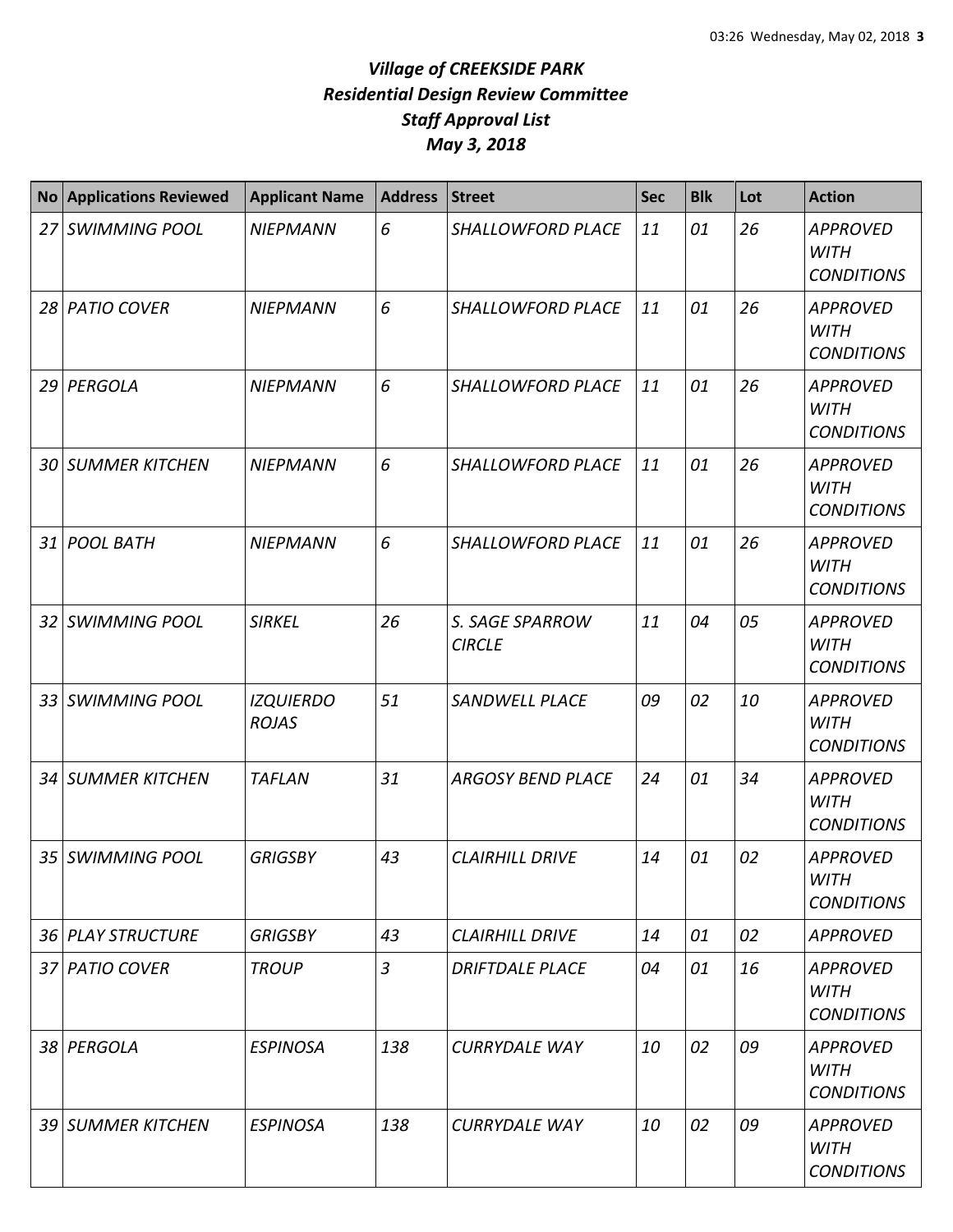# *Village of CREEKSIDE PARK*
## *Residential Design Review Committee*
## *Staff Approval List*
## *May 3, 2018*

| No | Applications Reviewed | Applicant Name | Address | Street | Sec | Blk | Lot | Action |
|---|---|---|---|---|---|---|---|---|
| *27* | *SWIMMING POOL* | *NIEPMANN* | *6* | *SHALLOWFORD PLACE* | *11* | *01* | *26* | *APPROVED WITH CONDITIONS* |
| *28* | *PATIO COVER* | *NIEPMANN* | *6* | *SHALLOWFORD PLACE* | *11* | *01* | *26* | *APPROVED WITH CONDITIONS* |
| *29* | *PERGOLA* | *NIEPMANN* | *6* | *SHALLOWFORD PLACE* | *11* | *01* | *26* | *APPROVED WITH CONDITIONS* |
| *30* | *SUMMER KITCHEN* | *NIEPMANN* | *6* | *SHALLOWFORD PLACE* | *11* | *01* | *26* | *APPROVED WITH CONDITIONS* |
| *31* | *POOL BATH* | *NIEPMANN* | *6* | *SHALLOWFORD PLACE* | *11* | *01* | *26* | *APPROVED WITH CONDITIONS* |
| *32* | *SWIMMING POOL* | *SIRKEL* | *26* | *S. SAGE SPARROW CIRCLE* | *11* | *04* | *05* | *APPROVED WITH CONDITIONS* |
| *33* | *SWIMMING POOL* | *IZQUIERDO ROJAS* | *51* | *SANDWELL PLACE* | *09* | *02* | *10* | *APPROVED WITH CONDITIONS* |
| *34* | *SUMMER KITCHEN* | *TAFLAN* | *31* | *ARGOSY BEND PLACE* | *24* | *01* | *34* | *APPROVED WITH CONDITIONS* |
| *35* | *SWIMMING POOL* | *GRIGSBY* | *43* | *CLAIRHILL DRIVE* | *14* | *01* | *02* | *APPROVED WITH CONDITIONS* |
| *36* | *PLAY STRUCTURE* | *GRIGSBY* | *43* | *CLAIRHILL DRIVE* | *14* | *01* | *02* | *APPROVED* |
| *37* | *PATIO COVER* | *TROUP* | *3* | *DRIFTDALE PLACE* | *04* | *01* | *16* | *APPROVED WITH CONDITIONS* |
| *38* | *PERGOLA* | *ESPINOSA* | *138* | *CURRYDALE WAY* | *10* | *02* | *09* | *APPROVED WITH CONDITIONS* |
| *39* | *SUMMER KITCHEN* | *ESPINOSA* | *138* | *CURRYDALE WAY* | *10* | *02* | *09* | *APPROVED WITH CONDITIONS* |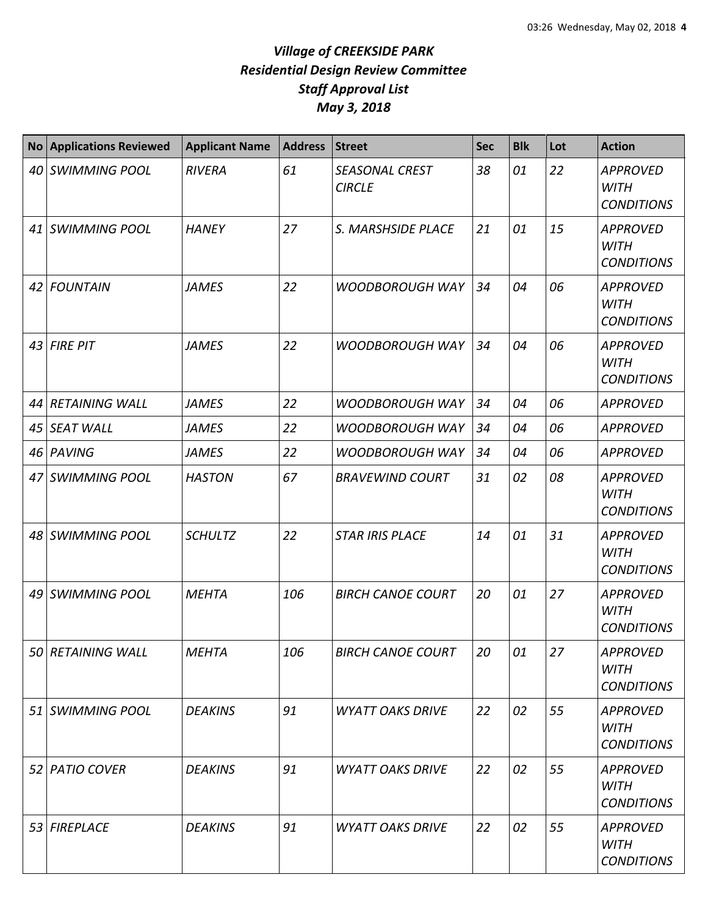# *Village of CREEKSIDE PARK*
# *Residential Design Review Committee*
# *Staff Approval List*
# *May 3, 2018*

| No | Applications Reviewed | Applicant Name | Address | Street | Sec | Blk | Lot | Action |
|---|---|---|---|---|---|---|---|---|
| *40* | *SWIMMING POOL* | *RIVERA* | *61* | *SEASONAL CREST CIRCLE* | *38* | *01* | *22* | *APPROVED WITH CONDITIONS* |
| *41* | *SWIMMING POOL* | *HANEY* | *27* | *S. MARSHSIDE PLACE* | *21* | *01* | *15* | *APPROVED WITH CONDITIONS* |
| *42* | *FOUNTAIN* | *JAMES* | *22* | *WOODBOROUGH WAY* | *34* | *04* | *06* | *APPROVED WITH CONDITIONS* |
| *43* | *FIRE PIT* | *JAMES* | *22* | *WOODBOROUGH WAY* | *34* | *04* | *06* | *APPROVED WITH CONDITIONS* |
| *44* | *RETAINING WALL* | *JAMES* | *22* | *WOODBOROUGH WAY* | *34* | *04* | *06* | *APPROVED* |
| *45* | *SEAT WALL* | *JAMES* | *22* | *WOODBOROUGH WAY* | *34* | *04* | *06* | *APPROVED* |
| *46* | *PAVING* | *JAMES* | *22* | *WOODBOROUGH WAY* | *34* | *04* | *06* | *APPROVED* |
| *47* | *SWIMMING POOL* | *HASTON* | *67* | *BRAVEWIND COURT* | *31* | *02* | *08* | *APPROVED WITH CONDITIONS* |
| *48* | *SWIMMING POOL* | *SCHULTZ* | *22* | *STAR IRIS PLACE* | *14* | *01* | *31* | *APPROVED WITH CONDITIONS* |
| *49* | *SWIMMING POOL* | *MEHTA* | *106* | *BIRCH CANOE COURT* | *20* | *01* | *27* | *APPROVED WITH CONDITIONS* |
| *50* | *RETAINING WALL* | *MEHTA* | *106* | *BIRCH CANOE COURT* | *20* | *01* | *27* | *APPROVED WITH CONDITIONS* |
| *51* | *SWIMMING POOL* | *DEAKINS* | *91* | *WYATT OAKS DRIVE* | *22* | *02* | *55* | *APPROVED WITH CONDITIONS* |
| *52* | *PATIO COVER* | *DEAKINS* | *91* | *WYATT OAKS DRIVE* | *22* | *02* | *55* | *APPROVED WITH CONDITIONS* |
| *53* | *FIREPLACE* | *DEAKINS* | *91* | *WYATT OAKS DRIVE* | *22* | *02* | *55* | *APPROVED WITH CONDITIONS* |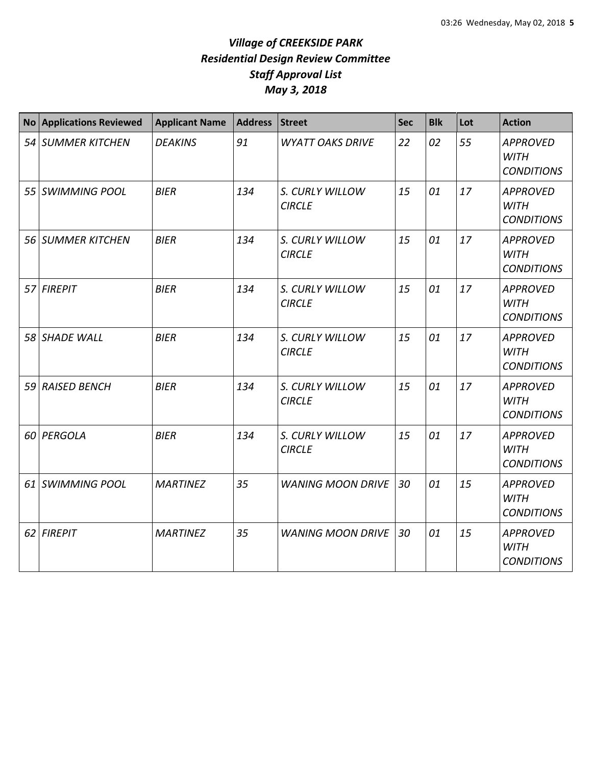# *Village of CREEKSIDE PARK*
## *Residential Design Review Committee*
## *Staff Approval List*
## *May 3, 2018*

| No | Applications Reviewed | Applicant Name | Address | Street | Sec | Blk | Lot | Action |
|---|---|---|---|---|---|---|---|---|
| *54* | *SUMMER KITCHEN* | *DEAKINS* | *91* | *WYATT OAKS DRIVE* | *22* | *02* | *55* | *APPROVED WITH CONDITIONS* |
| *55* | *SWIMMING POOL* | *BIER* | *134* | *S. CURLY WILLOW CIRCLE* | *15* | *01* | *17* | *APPROVED WITH CONDITIONS* |
| *56* | *SUMMER KITCHEN* | *BIER* | *134* | *S. CURLY WILLOW CIRCLE* | *15* | *01* | *17* | *APPROVED WITH CONDITIONS* |
| *57* | *FIREPIT* | *BIER* | *134* | *S. CURLY WILLOW CIRCLE* | *15* | *01* | *17* | *APPROVED WITH CONDITIONS* |
| *58* | *SHADE WALL* | *BIER* | *134* | *S. CURLY WILLOW CIRCLE* | *15* | *01* | *17* | *APPROVED WITH CONDITIONS* |
| *59* | *RAISED BENCH* | *BIER* | *134* | *S. CURLY WILLOW CIRCLE* | *15* | *01* | *17* | *APPROVED WITH CONDITIONS* |
| *60* | *PERGOLA* | *BIER* | *134* | *S. CURLY WILLOW CIRCLE* | *15* | *01* | *17* | *APPROVED WITH CONDITIONS* |
| *61* | *SWIMMING POOL* | *MARTINEZ* | *35* | *WANING MOON DRIVE* | *30* | *01* | *15* | *APPROVED WITH CONDITIONS* |
| *62* | *FIREPIT* | *MARTINEZ* | *35* | *WANING MOON DRIVE* | *30* | *01* | *15* | *APPROVED WITH CONDITIONS* |